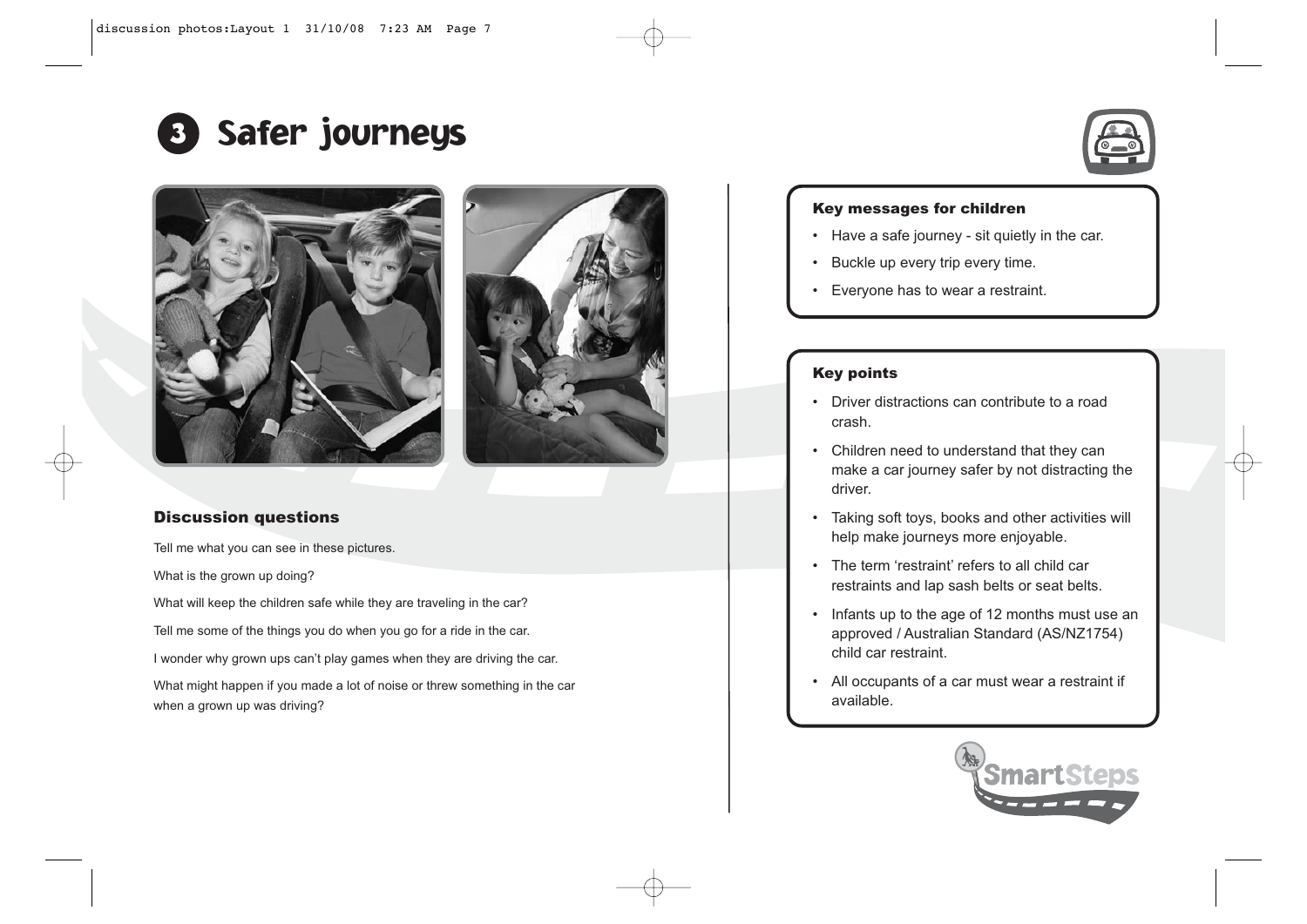# 3 Safer journeys

## Discussion questions

Tell me what you can see in these pictures.

What is the grown up doing?

What will keep the children safe while they are traveling in the car?

Tell me some of the things you do when you go for a ride in the car.

I wonder why grown ups can't play games when they are driving the car.

What might happen if you made a lot of noise or threw something in the car when a grown up was driving?

### Key messages for children

- Have a safe journey - sit quietly in the car.
- Buckle up every trip every time.
- Everyone has to wear a restraint.

### Key points

- Driver distractions can contribute to a road crash.
- Children need to understand that they can make a car journey safer by not distracting the driver.
- Taking soft toys, books and other activities will help make journeys more enjoyable.
- The term 'restraint' refers to all child car restraints and lap sash belts or seat belts.
- Infants up to the age of 12 months must use an approved / Australian Standard (AS/NZ1754) child car restraint.
- All occupants of a car must wear a restraint if available.

SmartSteps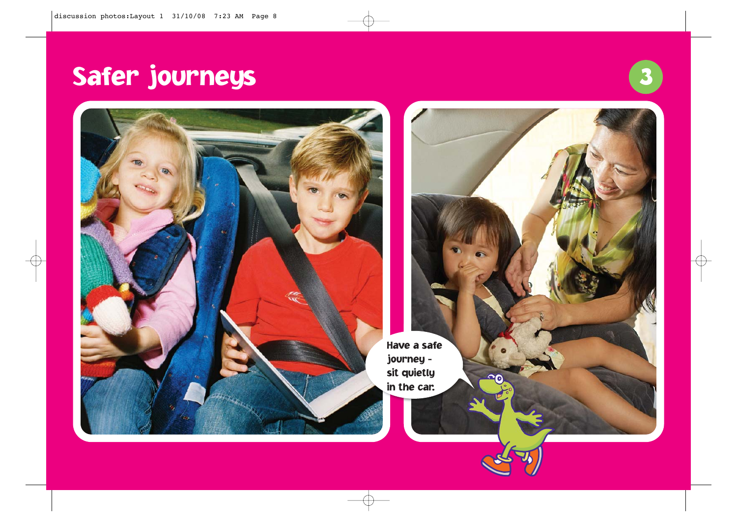# Safer journeys

3

Have a safe journey - sit quietly in the car.